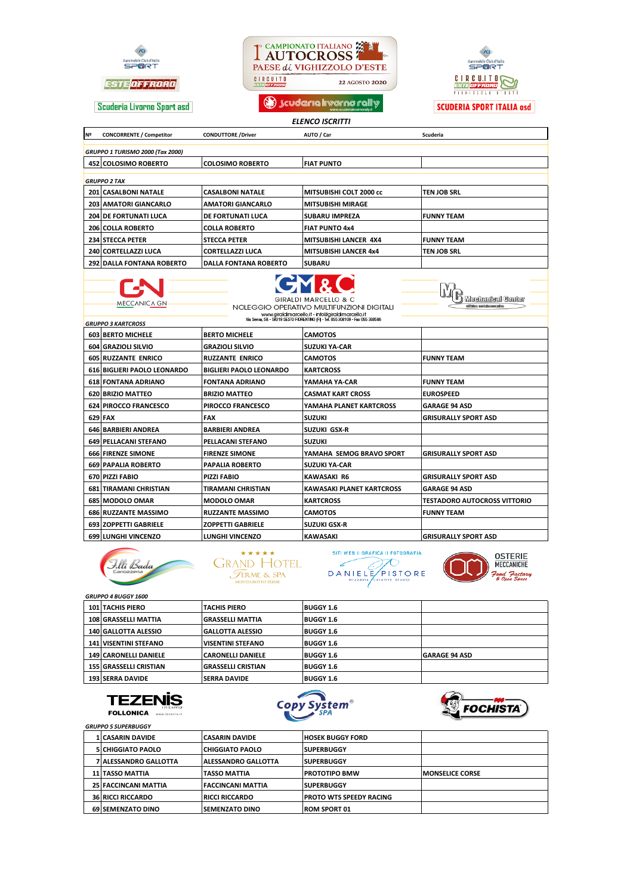1° CAMPIONATO ITALIANO AUTOCROSS
PAESE di VIGHIZZOLO D'ESTE
CIRCUITO ESTE OFFROAD — 22 AGOSTO 2020

Scuderia Livorno Sport asd — Scuderia livorno rally — SCUDERIA SPORT ITALIA asd

***ELENCO ISCRITTI***

| Nº | CONCORRENTE / Competitor | CONDUTTORE /Driver | AUTO / Car | Scuderia |
|---|---|---|---|---|
| ***GRUPPO 1 TURISMO 2000 (Tax 2000)*** | | | | |
| 452 | COLOSIMO ROBERTO | COLOSIMO ROBERTO | FIAT PUNTO | |
| ***GRUPPO 2 TAX*** | | | | |
| 201 | CASALBONI NATALE | CASALBONI NATALE | MITSUBISHI COLT 2000 cc | TEN JOB SRL |
| 203 | AMATORI GIANCARLO | AMATORI GIANCARLO | MITSUBISHI MIRAGE | |
| 204 | DE FORTUNATI LUCA | DE FORTUNATI LUCA | SUBARU IMPREZA | FUNNY TEAM |
| 206 | COLLA ROBERTO | COLLA ROBERTO | FIAT PUNTO 4x4 | |
| 234 | STECCA PETER | STECCA PETER | MITSUBISHI LANCER 4X4 | FUNNY TEAM |
| 240 | CORTELLAZZI LUCA | CORTELLAZZI LUCA | MITSUBISHI LANCER 4x4 | TEN JOB SRL |
| 292 | DALLA FONTANA ROBERTO | DALLA FONTANA ROBERTO | SUBARU | |

MECCANICA GN — GIRALDI MARCELLO & C NOLEGGIO OPERATIVO MULTIFUNZIONI DIGITALI www.giraldimarcello.it - info@giraldimarcello.it — Mechanical Center

| Nº | CONCORRENTE / Competitor | CONDUTTORE /Driver | AUTO / Car | Scuderia |
|---|---|---|---|---|
| ***GRUPPO 3 KARTCROSS*** | | | | |
| 603 | BERTO MICHELE | BERTO MICHELE | CAMOTOS | |
| 604 | GRAZIOLI SILVIO | GRAZIOLI SILVIO | SUZUKI YA-CAR | |
| 605 | RUZZANTE ENRICO | RUZZANTE ENRICO | CAMOTOS | FUNNY TEAM |
| 616 | BIGLIERI PAOLO LEONARDO | BIGLIERI PAOLO LEONARDO | KARTCROSS | |
| 618 | FONTANA ADRIANO | FONTANA ADRIANO | YAMAHA YA-CAR | FUNNY TEAM |
| 620 | BRIZIO MATTEO | BRIZIO MATTEO | CASMAT KART CROSS | EUROSPEED |
| 624 | PIROCCO FRANCESCO | PIROCCO FRANCESCO | YAMAHA PLANET KARTCROSS | GARAGE 94 ASD |
| 629 | FAX | FAX | SUZUKI | GRISURALLY SPORT ASD |
| 646 | BARBIERI ANDREA | BARBIERI ANDREA | SUZUKI GSX-R | |
| 649 | PELLACANI STEFANO | PELLACANI STEFANO | SUZUKI | |
| 666 | FIRENZE SIMONE | FIRENZE SIMONE | YAMAHA SEMOG BRAVO SPORT | GRISURALLY SPORT ASD |
| 669 | PAPALIA ROBERTO | PAPALIA ROBERTO | SUZUKI YA-CAR | |
| 670 | PIZZI FABIO | PIZZI FABIO | KAWASAKI R6 | GRISURALLY SPORT ASD |
| 681 | TIRAMANI CHRISTIAN | TIRAMANI CHRISTIAN | KAWASAKI PLANET KARTCROSS | GARAGE 94 ASD |
| 685 | MODOLO OMAR | MODOLO OMAR | KARTCROSS | TESTADORO AUTOCROSS VITTORIO |
| 686 | RUZZANTE MASSIMO | RUZZANTE MASSIMO | CAMOTOS | FUNNY TEAM |
| 693 | ZOPPETTI GABRIELE | ZOPPETTI GABRIELE | SUZUKI GSX-R | |
| 699 | LUNGHI VINCENZO | LUNGHI VINCENZO | KAWASAKI | GRISURALLY SPORT ASD |

F.lli Bada Carrozzeria — Grand Hotel Terme & SPA — Daniele Pistore — Osterie Meccaniche

| Nº | CONCORRENTE / Competitor | CONDUTTORE /Driver | AUTO / Car | Scuderia |
|---|---|---|---|---|
| ***GRUPPO 4 BUGGY 1600*** | | | | |
| 101 | TACHIS PIERO | TACHIS PIERO | BUGGY 1.6 | |
| 108 | GRASSELLI MATTIA | GRASSELLI MATTIA | BUGGY 1.6 | |
| 140 | GALLOTTA ALESSIO | GALLOTTA ALESSIO | BUGGY 1.6 | |
| 141 | VISENTINI STEFANO | VISENTINI STEFANO | BUGGY 1.6 | |
| 149 | CARONELLI DANIELE | CARONELLI DANIELE | BUGGY 1.6 | GARAGE 94 ASD |
| 155 | GRASSELLI CRISTIAN | GRASSELLI CRISTIAN | BUGGY 1.6 | |
| 193 | SERRA DAVIDE | SERRA DAVIDE | BUGGY 1.6 | |

TEZENIS FOLLONICA — Copy System SPA — FOCHISTA

| Nº | CONCORRENTE / Competitor | CONDUTTORE /Driver | AUTO / Car | Scuderia |
|---|---|---|---|---|
| ***GRUPPO 5 SUPERBUGGY*** | | | | |
| 1 | CASARIN DAVIDE | CASARIN DAVIDE | HOSEK BUGGY FORD | |
| 5 | CHIGGIATO PAOLO | CHIGGIATO PAOLO | SUPERBUGGY | |
| 7 | ALESSANDRO GALLOTTA | ALESSANDRO GALLOTTA | SUPERBUGGY | |
| 11 | TASSO MATTIA | TASSO MATTIA | PROTOTIPO BMW | MONSELICE CORSE |
| 25 | FACCINCANI MATTIA | FACCINCANI MATTIA | SUPERBUGGY | |
| 36 | RICCI RICCARDO | RICCI RICCARDO | PROTO WTS SPEEDY RACING | |
| 69 | SEMENZATO DINO | SEMENZATO DINO | ROM SPORT 01 | |